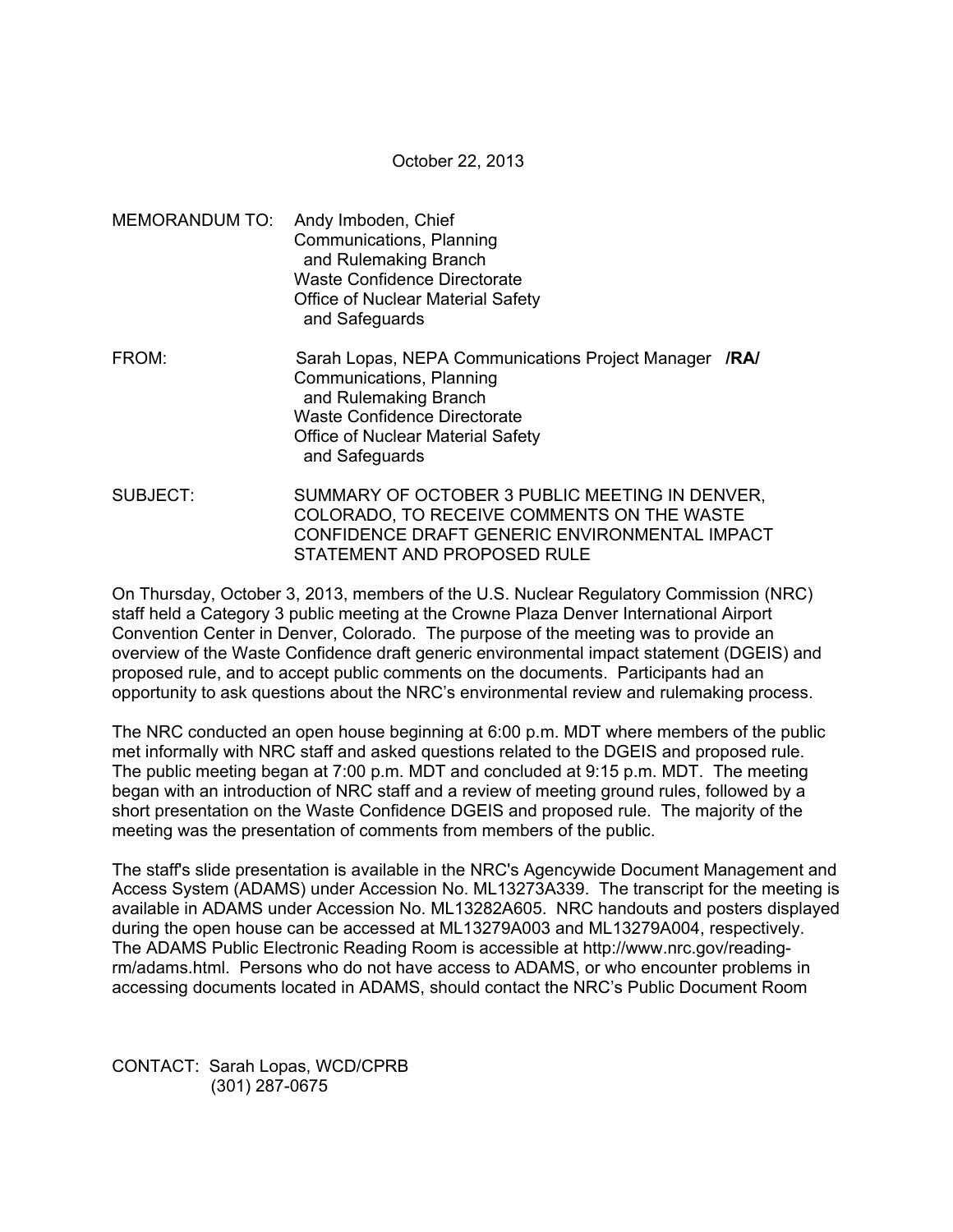October 22, 2013

MEMORANDUM TO: Andy Imboden, Chief
Communications, Planning
and Rulemaking Branch
Waste Confidence Directorate
Office of Nuclear Material Safety
and Safeguards

FROM: Sarah Lopas, NEPA Communications Project Manager **/RA/**
Communications, Planning
and Rulemaking Branch
Waste Confidence Directorate
Office of Nuclear Material Safety
and Safeguards

SUBJECT: SUMMARY OF OCTOBER 3 PUBLIC MEETING IN DENVER, COLORADO, TO RECEIVE COMMENTS ON THE WASTE CONFIDENCE DRAFT GENERIC ENVIRONMENTAL IMPACT STATEMENT AND PROPOSED RULE

On Thursday, October 3, 2013, members of the U.S. Nuclear Regulatory Commission (NRC) staff held a Category 3 public meeting at the Crowne Plaza Denver International Airport Convention Center in Denver, Colorado. The purpose of the meeting was to provide an overview of the Waste Confidence draft generic environmental impact statement (DGEIS) and proposed rule, and to accept public comments on the documents. Participants had an opportunity to ask questions about the NRC's environmental review and rulemaking process.

The NRC conducted an open house beginning at 6:00 p.m. MDT where members of the public met informally with NRC staff and asked questions related to the DGEIS and proposed rule. The public meeting began at 7:00 p.m. MDT and concluded at 9:15 p.m. MDT. The meeting began with an introduction of NRC staff and a review of meeting ground rules, followed by a short presentation on the Waste Confidence DGEIS and proposed rule. The majority of the meeting was the presentation of comments from members of the public.

The staff's slide presentation is available in the NRC's Agencywide Document Management and Access System (ADAMS) under Accession No. ML13273A339. The transcript for the meeting is available in ADAMS under Accession No. ML13282A605. NRC handouts and posters displayed during the open house can be accessed at ML13279A003 and ML13279A004, respectively. The ADAMS Public Electronic Reading Room is accessible at http://www.nrc.gov/reading-rm/adams.html. Persons who do not have access to ADAMS, or who encounter problems in accessing documents located in ADAMS, should contact the NRC's Public Document Room

CONTACT: Sarah Lopas, WCD/CPRB
(301) 287-0675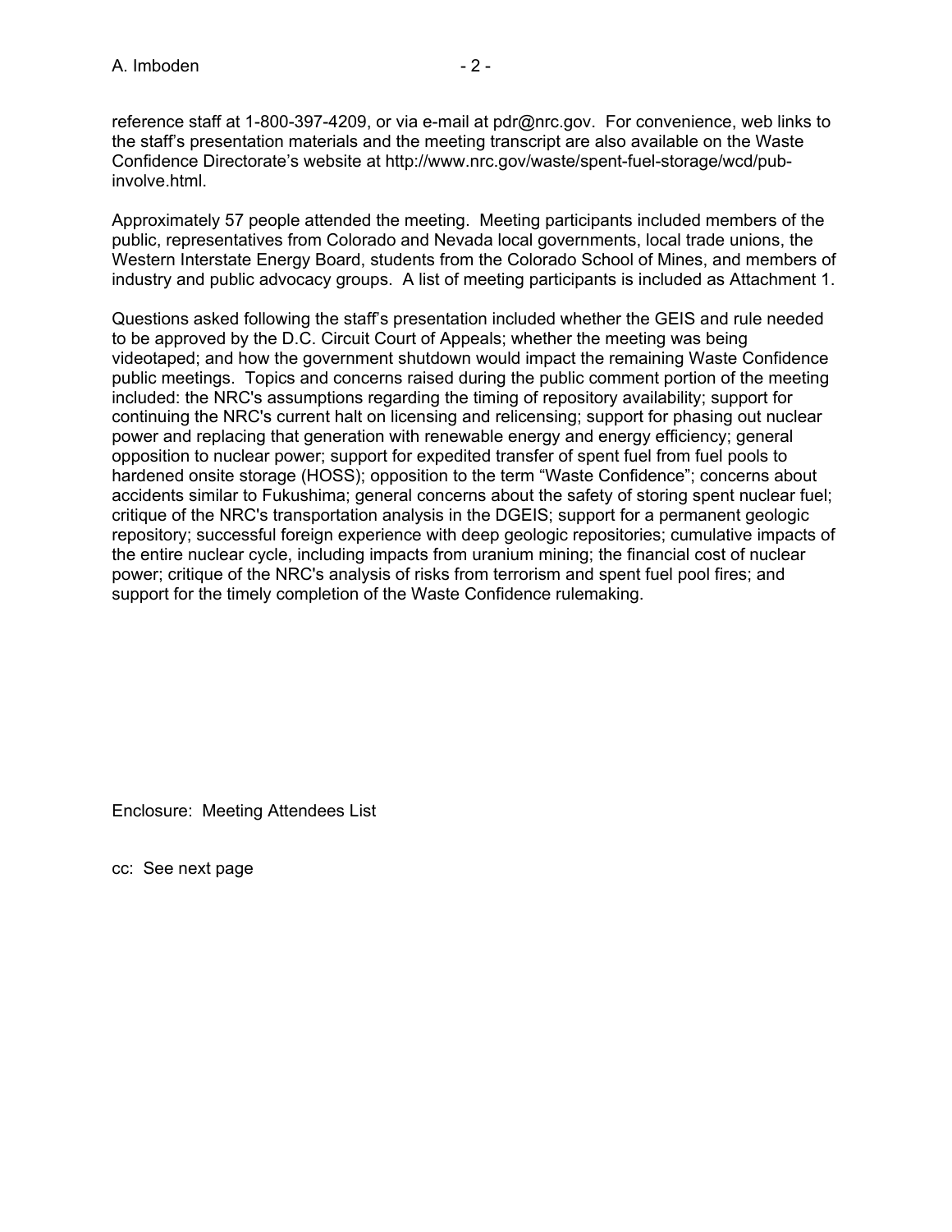reference staff at 1-800-397-4209, or via e-mail at pdr@nrc.gov. For convenience, web links to the staff's presentation materials and the meeting transcript are also available on the Waste Confidence Directorate's website at http://www.nrc.gov/waste/spent-fuel-storage/wcd/pub-involve.html.

Approximately 57 people attended the meeting. Meeting participants included members of the public, representatives from Colorado and Nevada local governments, local trade unions, the Western Interstate Energy Board, students from the Colorado School of Mines, and members of industry and public advocacy groups. A list of meeting participants is included as Attachment 1.

Questions asked following the staff's presentation included whether the GEIS and rule needed to be approved by the D.C. Circuit Court of Appeals; whether the meeting was being videotaped; and how the government shutdown would impact the remaining Waste Confidence public meetings. Topics and concerns raised during the public comment portion of the meeting included: the NRC's assumptions regarding the timing of repository availability; support for continuing the NRC's current halt on licensing and relicensing; support for phasing out nuclear power and replacing that generation with renewable energy and energy efficiency; general opposition to nuclear power; support for expedited transfer of spent fuel from fuel pools to hardened onsite storage (HOSS); opposition to the term "Waste Confidence"; concerns about accidents similar to Fukushima; general concerns about the safety of storing spent nuclear fuel; critique of the NRC's transportation analysis in the DGEIS; support for a permanent geologic repository; successful foreign experience with deep geologic repositories; cumulative impacts of the entire nuclear cycle, including impacts from uranium mining; the financial cost of nuclear power; critique of the NRC's analysis of risks from terrorism and spent fuel pool fires; and support for the timely completion of the Waste Confidence rulemaking.

Enclosure: Meeting Attendees List

cc: See next page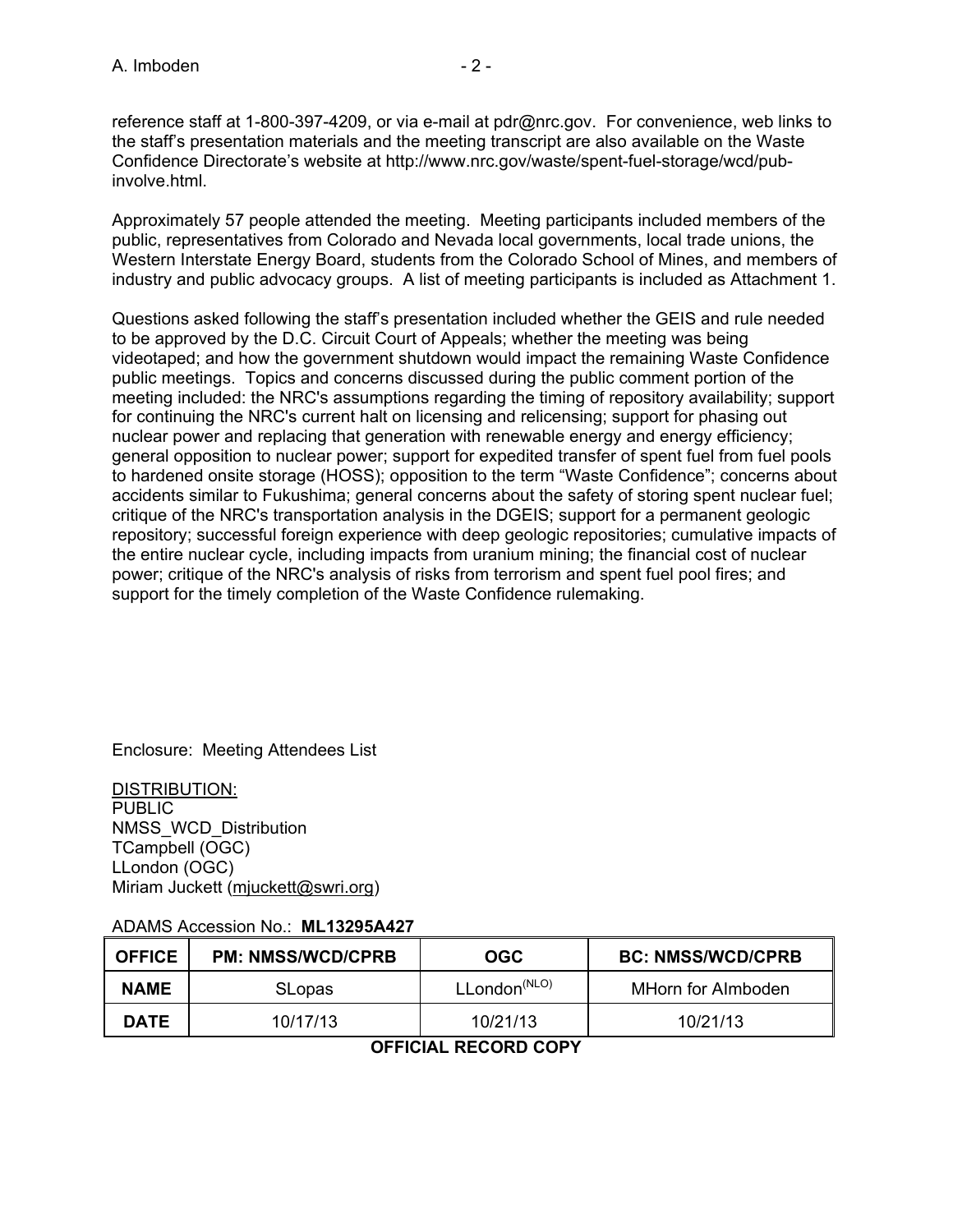reference staff at 1-800-397-4209, or via e-mail at pdr@nrc.gov. For convenience, web links to the staff's presentation materials and the meeting transcript are also available on the Waste Confidence Directorate's website at http://www.nrc.gov/waste/spent-fuel-storage/wcd/pub-involve.html.

Approximately 57 people attended the meeting. Meeting participants included members of the public, representatives from Colorado and Nevada local governments, local trade unions, the Western Interstate Energy Board, students from the Colorado School of Mines, and members of industry and public advocacy groups. A list of meeting participants is included as Attachment 1.

Questions asked following the staff's presentation included whether the GEIS and rule needed to be approved by the D.C. Circuit Court of Appeals; whether the meeting was being videotaped; and how the government shutdown would impact the remaining Waste Confidence public meetings. Topics and concerns discussed during the public comment portion of the meeting included: the NRC's assumptions regarding the timing of repository availability; support for continuing the NRC's current halt on licensing and relicensing; support for phasing out nuclear power and replacing that generation with renewable energy and energy efficiency; general opposition to nuclear power; support for expedited transfer of spent fuel from fuel pools to hardened onsite storage (HOSS); opposition to the term "Waste Confidence"; concerns about accidents similar to Fukushima; general concerns about the safety of storing spent nuclear fuel; critique of the NRC's transportation analysis in the DGEIS; support for a permanent geologic repository; successful foreign experience with deep geologic repositories; cumulative impacts of the entire nuclear cycle, including impacts from uranium mining; the financial cost of nuclear power; critique of the NRC's analysis of risks from terrorism and spent fuel pool fires; and support for the timely completion of the Waste Confidence rulemaking.

Enclosure: Meeting Attendees List

DISTRIBUTION:
PUBLIC
NMSS_WCD_Distribution
TCampbell (OGC)
LLondon (OGC)
Miriam Juckett (mjuckett@swri.org)

ADAMS Accession No.: **ML13295A427**

| **OFFICE** | **PM: NMSS/WCD/CPRB** | **OGC** | **BC: NMSS/WCD/CPRB** |
|---|---|---|---|
| **NAME** | SLopas | LLondon[(NLO)] | MHorn for AImboden |
| **DATE** | 10/17/13 | 10/21/13 | 10/21/13 |

**OFFICIAL RECORD COPY**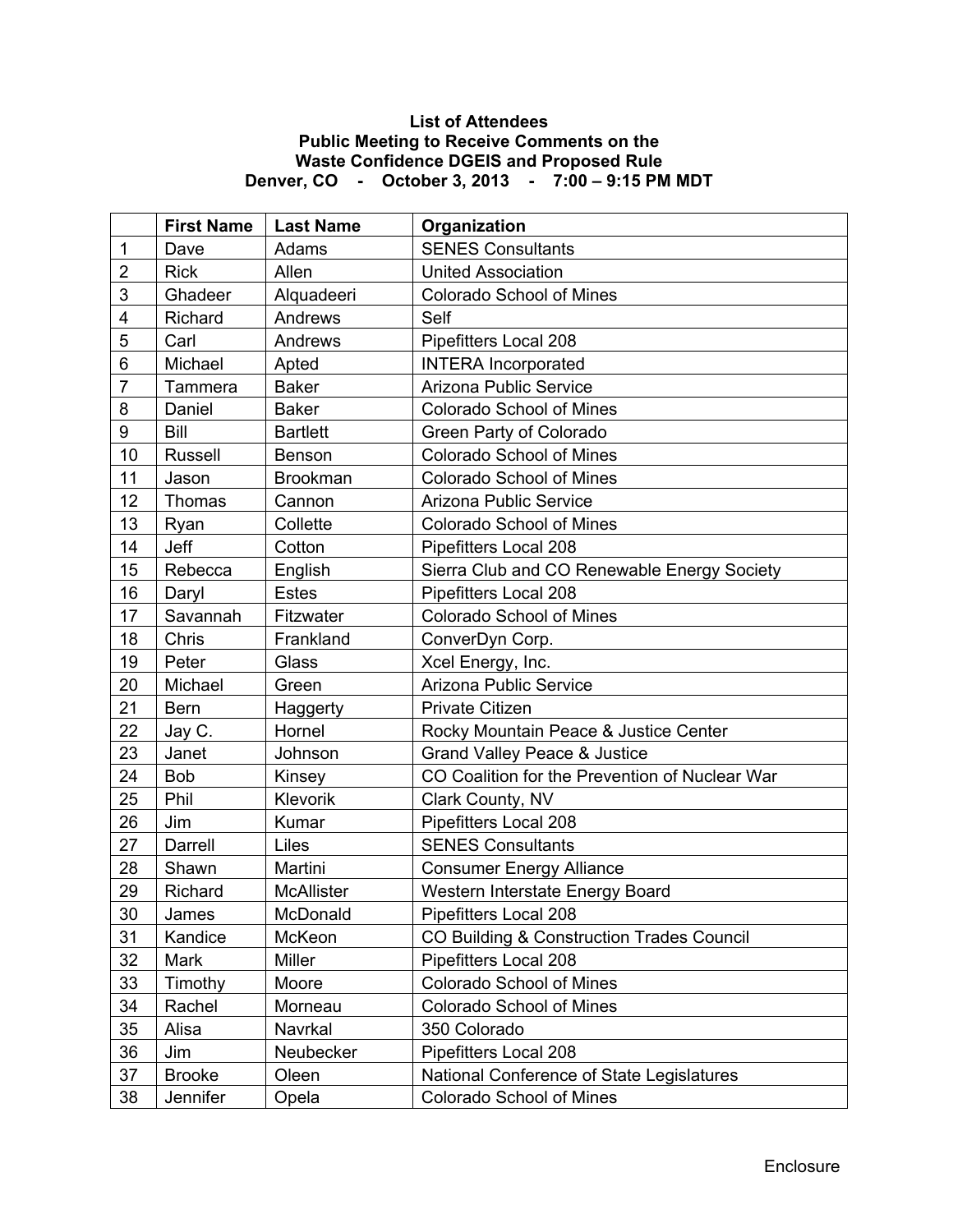**List of Attendees**
**Public Meeting to Receive Comments on the**
**Waste Confidence DGEIS and Proposed Rule**
**Denver, CO - October 3, 2013 - 7:00 – 9:15 PM MDT**

| | First Name | Last Name | Organization |
|---|---|---|---|
| 1 | Dave | Adams | SENES Consultants |
| 2 | Rick | Allen | United Association |
| 3 | Ghadeer | Alquadeeri | Colorado School of Mines |
| 4 | Richard | Andrews | Self |
| 5 | Carl | Andrews | Pipefitters Local 208 |
| 6 | Michael | Apted | INTERA Incorporated |
| 7 | Tammera | Baker | Arizona Public Service |
| 8 | Daniel | Baker | Colorado School of Mines |
| 9 | Bill | Bartlett | Green Party of Colorado |
| 10 | Russell | Benson | Colorado School of Mines |
| 11 | Jason | Brookman | Colorado School of Mines |
| 12 | Thomas | Cannon | Arizona Public Service |
| 13 | Ryan | Collette | Colorado School of Mines |
| 14 | Jeff | Cotton | Pipefitters Local 208 |
| 15 | Rebecca | English | Sierra Club and CO Renewable Energy Society |
| 16 | Daryl | Estes | Pipefitters Local 208 |
| 17 | Savannah | Fitzwater | Colorado School of Mines |
| 18 | Chris | Frankland | ConverDyn Corp. |
| 19 | Peter | Glass | Xcel Energy, Inc. |
| 20 | Michael | Green | Arizona Public Service |
| 21 | Bern | Haggerty | Private Citizen |
| 22 | Jay C. | Hornel | Rocky Mountain Peace & Justice Center |
| 23 | Janet | Johnson | Grand Valley Peace & Justice |
| 24 | Bob | Kinsey | CO Coalition for the Prevention of Nuclear War |
| 25 | Phil | Klevorik | Clark County, NV |
| 26 | Jim | Kumar | Pipefitters Local 208 |
| 27 | Darrell | Liles | SENES Consultants |
| 28 | Shawn | Martini | Consumer Energy Alliance |
| 29 | Richard | McAllister | Western Interstate Energy Board |
| 30 | James | McDonald | Pipefitters Local 208 |
| 31 | Kandice | McKeon | CO Building & Construction Trades Council |
| 32 | Mark | Miller | Pipefitters Local 208 |
| 33 | Timothy | Moore | Colorado School of Mines |
| 34 | Rachel | Morneau | Colorado School of Mines |
| 35 | Alisa | Navrkal | 350 Colorado |
| 36 | Jim | Neubecker | Pipefitters Local 208 |
| 37 | Brooke | Oleen | National Conference of State Legislatures |
| 38 | Jennifer | Opela | Colorado School of Mines |

Enclosure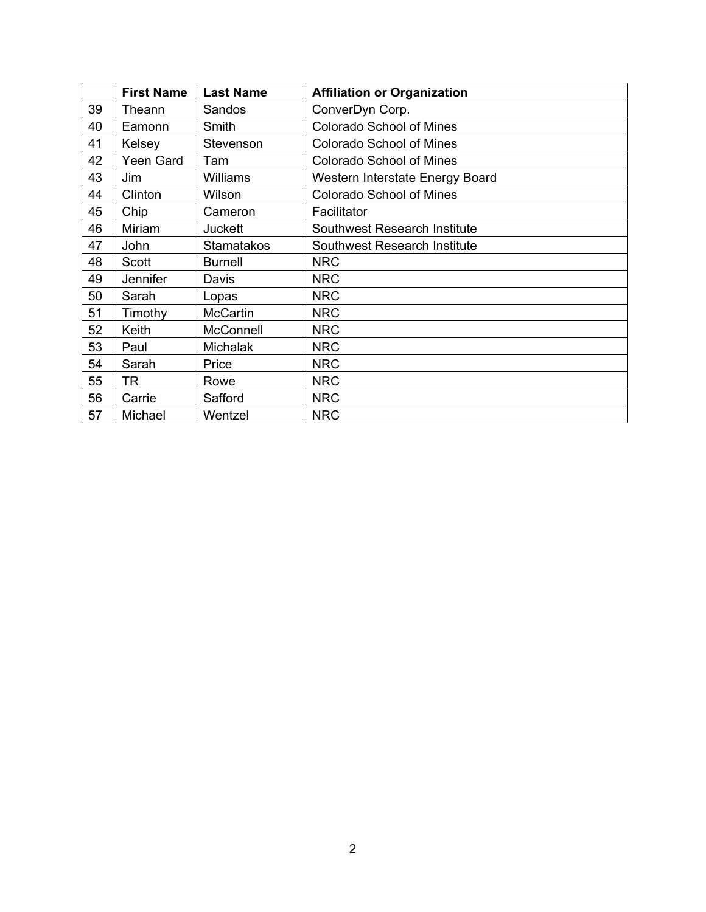| | First Name | Last Name | Affiliation or Organization |
|---|---|---|---|
| 39 | Theann | Sandos | ConverDyn Corp. |
| 40 | Eamonn | Smith | Colorado School of Mines |
| 41 | Kelsey | Stevenson | Colorado School of Mines |
| 42 | Yeen Gard | Tam | Colorado School of Mines |
| 43 | Jim | Williams | Western Interstate Energy Board |
| 44 | Clinton | Wilson | Colorado School of Mines |
| 45 | Chip | Cameron | Facilitator |
| 46 | Miriam | Juckett | Southwest Research Institute |
| 47 | John | Stamatakos | Southwest Research Institute |
| 48 | Scott | Burnell | NRC |
| 49 | Jennifer | Davis | NRC |
| 50 | Sarah | Lopas | NRC |
| 51 | Timothy | McCartin | NRC |
| 52 | Keith | McConnell | NRC |
| 53 | Paul | Michalak | NRC |
| 54 | Sarah | Price | NRC |
| 55 | TR | Rowe | NRC |
| 56 | Carrie | Safford | NRC |
| 57 | Michael | Wentzel | NRC |